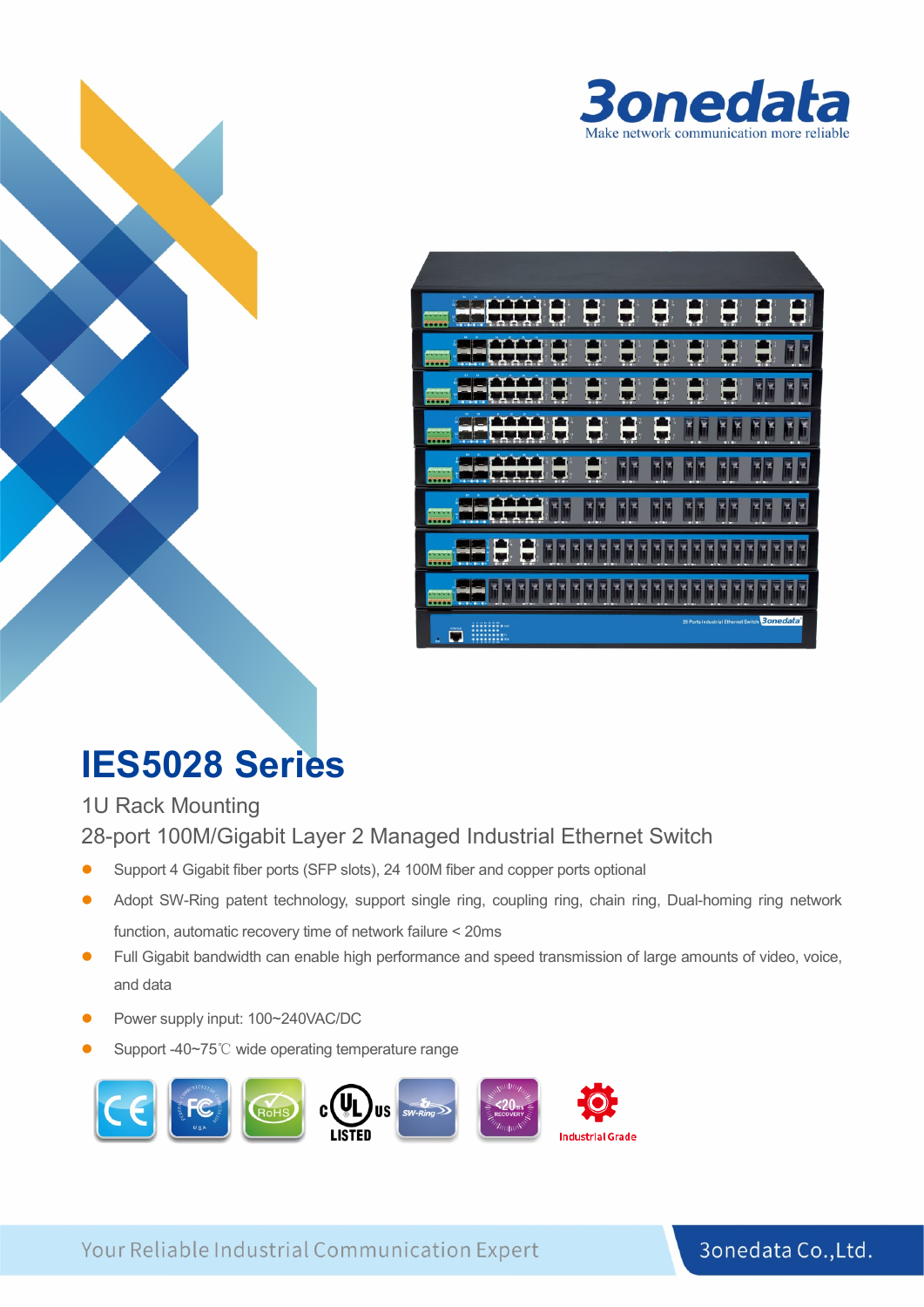3onedata

Make network communication more reliable

# IES5028 Series

1U Rack Mounting

28-port 100M/Gigabit Layer 2 Managed Industrial Ethernet Switch

- Support 4 Gigabit fiber ports (SFP slots), 24 100M fiber and copper ports optional
- Adopt SW-Ring patent technology, support single ring, coupling ring, chain ring, Dual-homing ring network function, automatic recovery time of network failure < 20ms
- Full Gigabit bandwidth can enable high performance and speed transmission of large amounts of video, voice, and data
- Power supply input: 100~240VAC/DC
- Support -40~75℃ wide operating temperature range

Your Reliable Industrial Communication Expert

3onedata Co.,Ltd.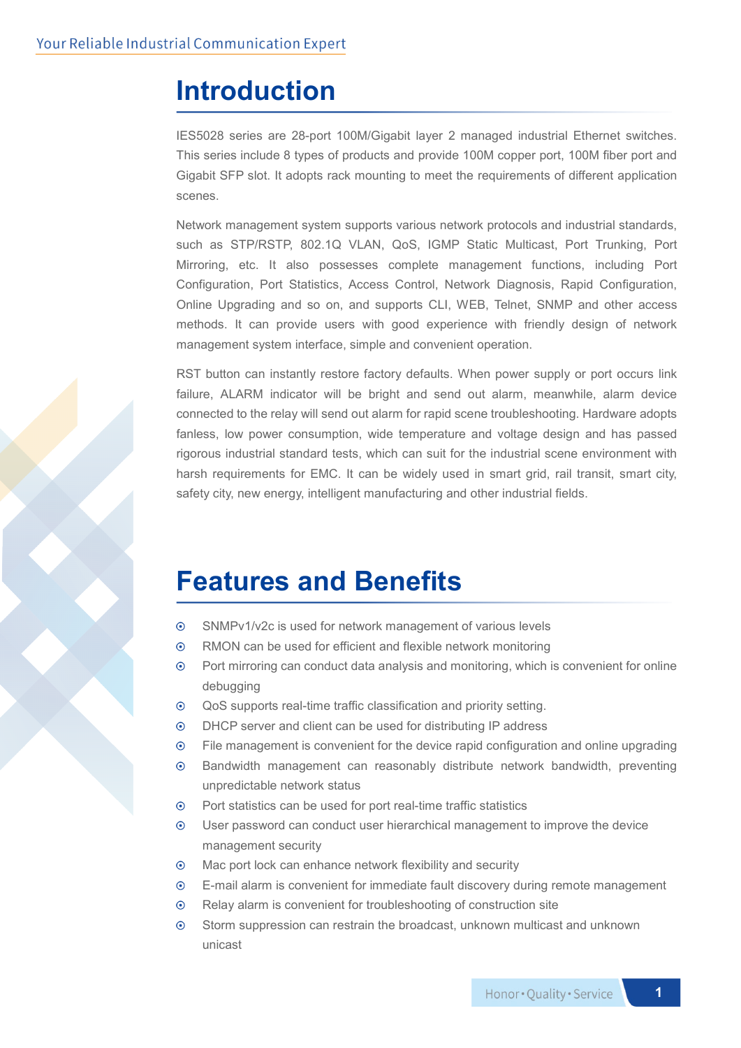# Introduction

IES5028 series are 28-port 100M/Gigabit layer 2 managed industrial Ethernet switches. This series include 8 types of products and provide 100M copper port, 100M fiber port and Gigabit SFP slot. It adopts rack mounting to meet the requirements of different application scenes.

Network management system supports various network protocols and industrial standards, such as STP/RSTP, 802.1Q VLAN, QoS, IGMP Static Multicast, Port Trunking, Port Mirroring, etc. It also possesses complete management functions, including Port Configuration, Port Statistics, Access Control, Network Diagnosis, Rapid Configuration, Online Upgrading and so on, and supports CLI, WEB, Telnet, SNMP and other access methods. It can provide users with good experience with friendly design of network management system interface, simple and convenient operation.

RST button can instantly restore factory defaults. When power supply or port occurs link failure, ALARM indicator will be bright and send out alarm, meanwhile, alarm device connected to the relay will send out alarm for rapid scene troubleshooting. Hardware adopts fanless, low power consumption, wide temperature and voltage design and has passed rigorous industrial standard tests, which can suit for the industrial scene environment with harsh requirements for EMC. It can be widely used in smart grid, rail transit, smart city, safety city, new energy, intelligent manufacturing and other industrial fields.

# Features and Benefits

- SNMPv1/v2c is used for network management of various levels
- RMON can be used for efficient and flexible network monitoring
- Port mirroring can conduct data analysis and monitoring, which is convenient for online debugging
- QoS supports real-time traffic classification and priority setting.
- DHCP server and client can be used for distributing IP address
- File management is convenient for the device rapid configuration and online upgrading
- Bandwidth management can reasonably distribute network bandwidth, preventing unpredictable network status
- Port statistics can be used for port real-time traffic statistics
- User password can conduct user hierarchical management to improve the device management security
- Mac port lock can enhance network flexibility and security
- E-mail alarm is convenient for immediate fault discovery during remote management
- Relay alarm is convenient for troubleshooting of construction site
- Storm suppression can restrain the broadcast, unknown multicast and unknown unicast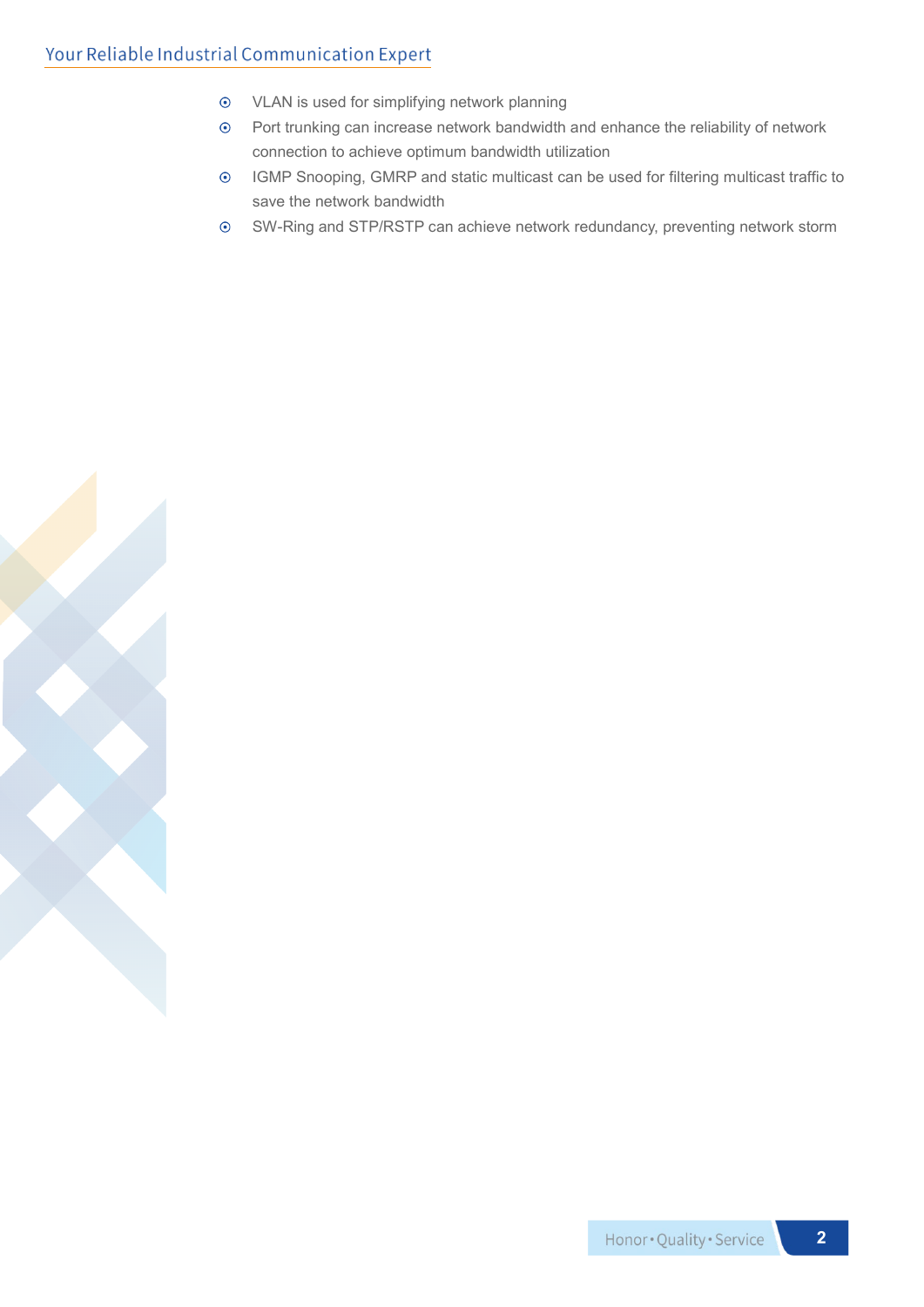- VLAN is used for simplifying network planning
- Port trunking can increase network bandwidth and enhance the reliability of network connection to achieve optimum bandwidth utilization
- IGMP Snooping, GMRP and static multicast can be used for filtering multicast traffic to save the network bandwidth
- SW-Ring and STP/RSTP can achieve network redundancy, preventing network storm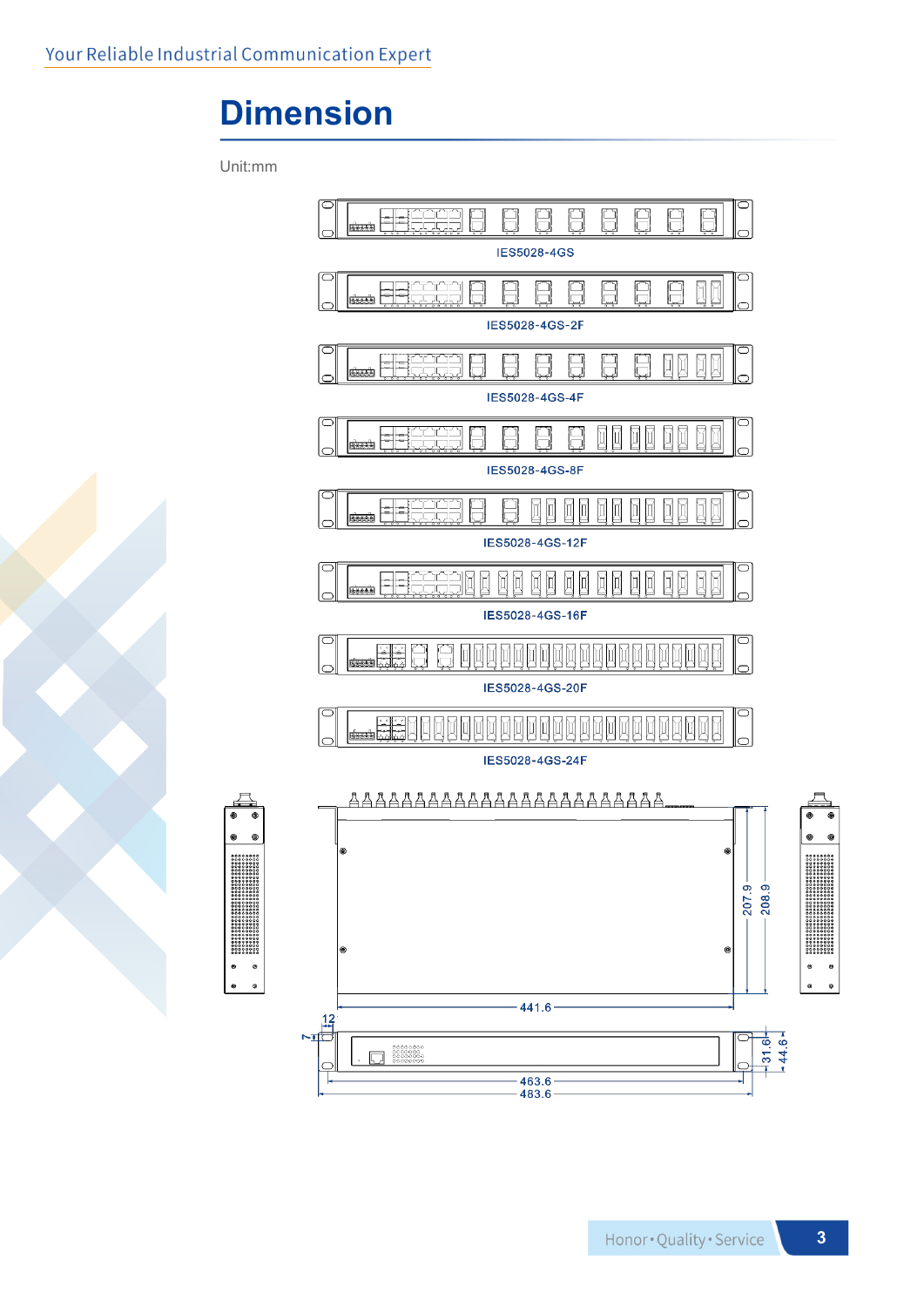# Dimension

Unit:mm

IES5028-4GS

IES5028-4GS-2F

IES5028-4GS-4F

IES5028-4GS-8F

IES5028-4GS-12F

IES5028-4GS-16F

IES5028-4GS-20F

IES5028-4GS-24F

207.9

208.9

441.6

12

7

31.6

44.6

463.6

483.6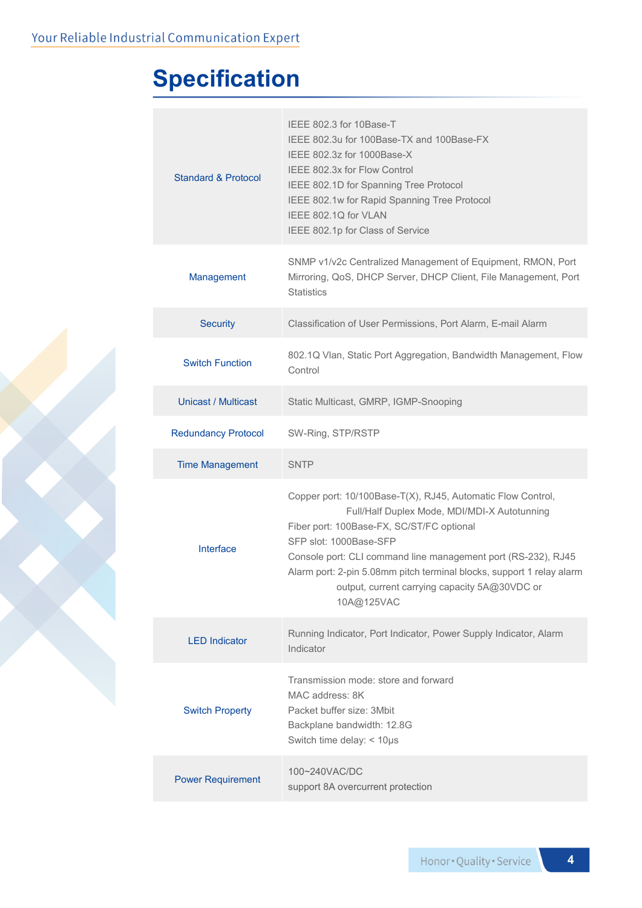# Specification

| | |
|---|---|
| Standard & Protocol | IEEE 802.3 for 10Base-T<br>IEEE 802.3u for 100Base-TX and 100Base-FX<br>IEEE 802.3z for 1000Base-X<br>IEEE 802.3x for Flow Control<br>IEEE 802.1D for Spanning Tree Protocol<br>IEEE 802.1w for Rapid Spanning Tree Protocol<br>IEEE 802.1Q for VLAN<br>IEEE 802.1p for Class of Service |
| Management | SNMP v1/v2c Centralized Management of Equipment, RMON, Port Mirroring, QoS, DHCP Server, DHCP Client, File Management, Port Statistics |
| Security | Classification of User Permissions, Port Alarm, E-mail Alarm |
| Switch Function | 802.1Q Vlan, Static Port Aggregation, Bandwidth Management, Flow Control |
| Unicast / Multicast | Static Multicast, GMRP, IGMP-Snooping |
| Redundancy Protocol | SW-Ring, STP/RSTP |
| Time Management | SNTP |
| Interface | Copper port: 10/100Base-T(X), RJ45, Automatic Flow Control, Full/Half Duplex Mode, MDI/MDI-X Autotunning<br>Fiber port: 100Base-FX, SC/ST/FC optional<br>SFP slot: 1000Base-SFP<br>Console port: CLI command line management port (RS-232), RJ45<br>Alarm port: 2-pin 5.08mm pitch terminal blocks, support 1 relay alarm output, current carrying capacity 5A@30VDC or 10A@125VAC |
| LED Indicator | Running Indicator, Port Indicator, Power Supply Indicator, Alarm Indicator |
| Switch Property | Transmission mode: store and forward<br>MAC address: 8K<br>Packet buffer size: 3Mbit<br>Backplane bandwidth: 12.8G<br>Switch time delay: < 10μs |
| Power Requirement | 100~240VAC/DC<br>support 8A overcurrent protection |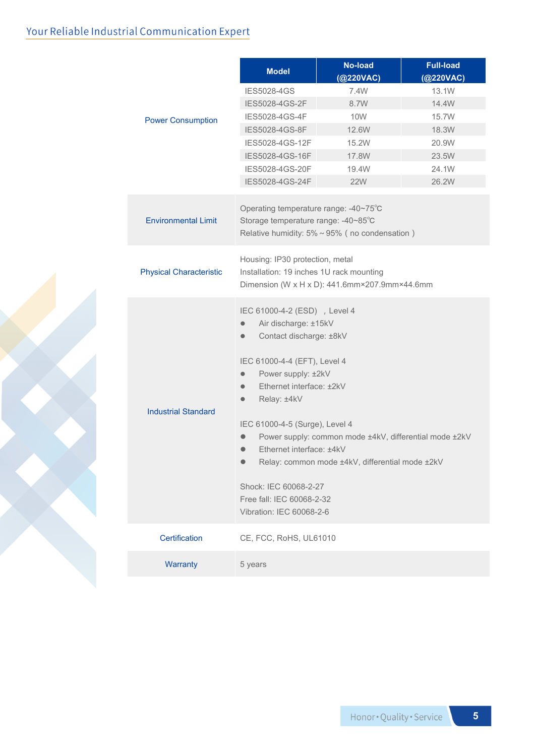| | Model | No-load (@220VAC) | Full-load (@220VAC) |
|---|---|---|---|
| Power Consumption | IES5028-4GS | 7.4W | 13.1W |
| | IES5028-4GS-2F | 8.7W | 14.4W |
| | IES5028-4GS-4F | 10W | 15.7W |
| | IES5028-4GS-8F | 12.6W | 18.3W |
| | IES5028-4GS-12F | 15.2W | 20.9W |
| | IES5028-4GS-16F | 17.8W | 23.5W |
| | IES5028-4GS-20F | 19.4W | 24.1W |
| | IES5028-4GS-24F | 22W | 26.2W |

| | |
|---|---|
| Environmental Limit | Operating temperature range: -40~75℃<br>Storage temperature range: -40~85℃<br>Relative humidity: 5% ~ 95% ( no condensation ) |
| Physical Characteristic | Housing: IP30 protection, metal<br>Installation: 19 inches 1U rack mounting<br>Dimension (W x H x D): 441.6mm×207.9mm×44.6mm |
| Industrial Standard | IEC 61000-4-2 (ESD) , Level 4<br>● Air discharge: ±15kV<br>● Contact discharge: ±8kV<br><br>IEC 61000-4-4 (EFT), Level 4<br>● Power supply: ±2kV<br>● Ethernet interface: ±2kV<br>● Relay: ±4kV<br><br>IEC 61000-4-5 (Surge), Level 4<br>● Power supply: common mode ±4kV, differential mode ±2kV<br>● Ethernet interface: ±4kV<br>● Relay: common mode ±4kV, differential mode ±2kV<br><br>Shock: IEC 60068-2-27<br>Free fall: IEC 60068-2-32<br>Vibration: IEC 60068-2-6 |
| Certification | CE, FCC, RoHS, UL61010 |
| Warranty | 5 years |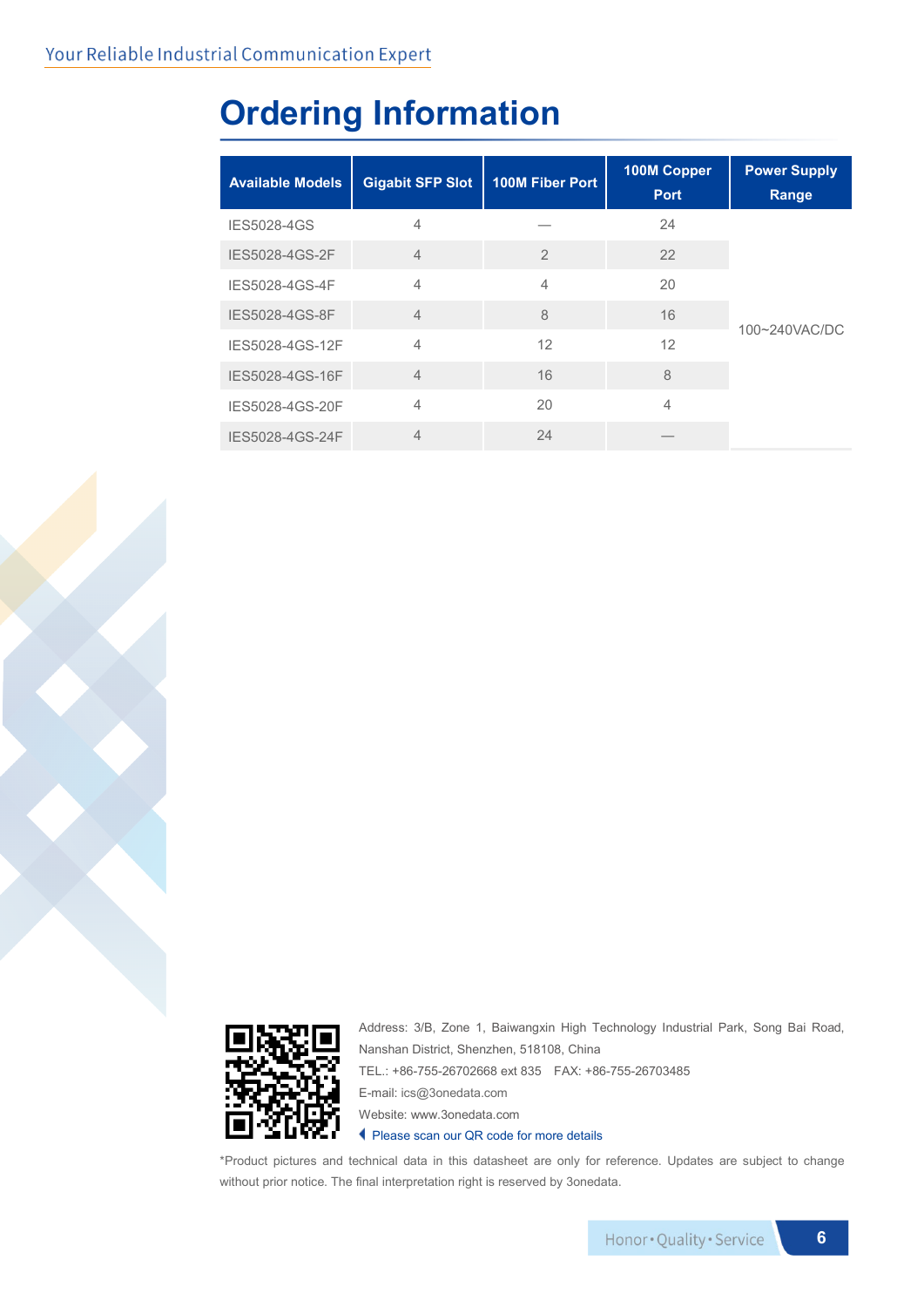# Ordering Information

| Available Models | Gigabit SFP Slot | 100M Fiber Port | 100M Copper Port | Power Supply Range |
|---|---|---|---|---|
| IES5028-4GS | 4 | — | 24 | 100~240VAC/DC |
| IES5028-4GS-2F | 4 | 2 | 22 | |
| IES5028-4GS-4F | 4 | 4 | 20 | |
| IES5028-4GS-8F | 4 | 8 | 16 | |
| IES5028-4GS-12F | 4 | 12 | 12 | |
| IES5028-4GS-16F | 4 | 16 | 8 | |
| IES5028-4GS-20F | 4 | 20 | 4 | |
| IES5028-4GS-24F | 4 | 24 | — | |

Address: 3/B, Zone 1, Baiwangxin High Technology Industrial Park, Song Bai Road, Nanshan District, Shenzhen, 518108, China

TEL.: +86-755-26702668 ext 835 FAX: +86-755-26703485

E-mail: ics@3onedata.com

Website: www.3onedata.com

Please scan our QR code for more details

*Product pictures and technical data in this datasheet are only for reference. Updates are subject to change without prior notice. The final interpretation right is reserved by 3onedata.